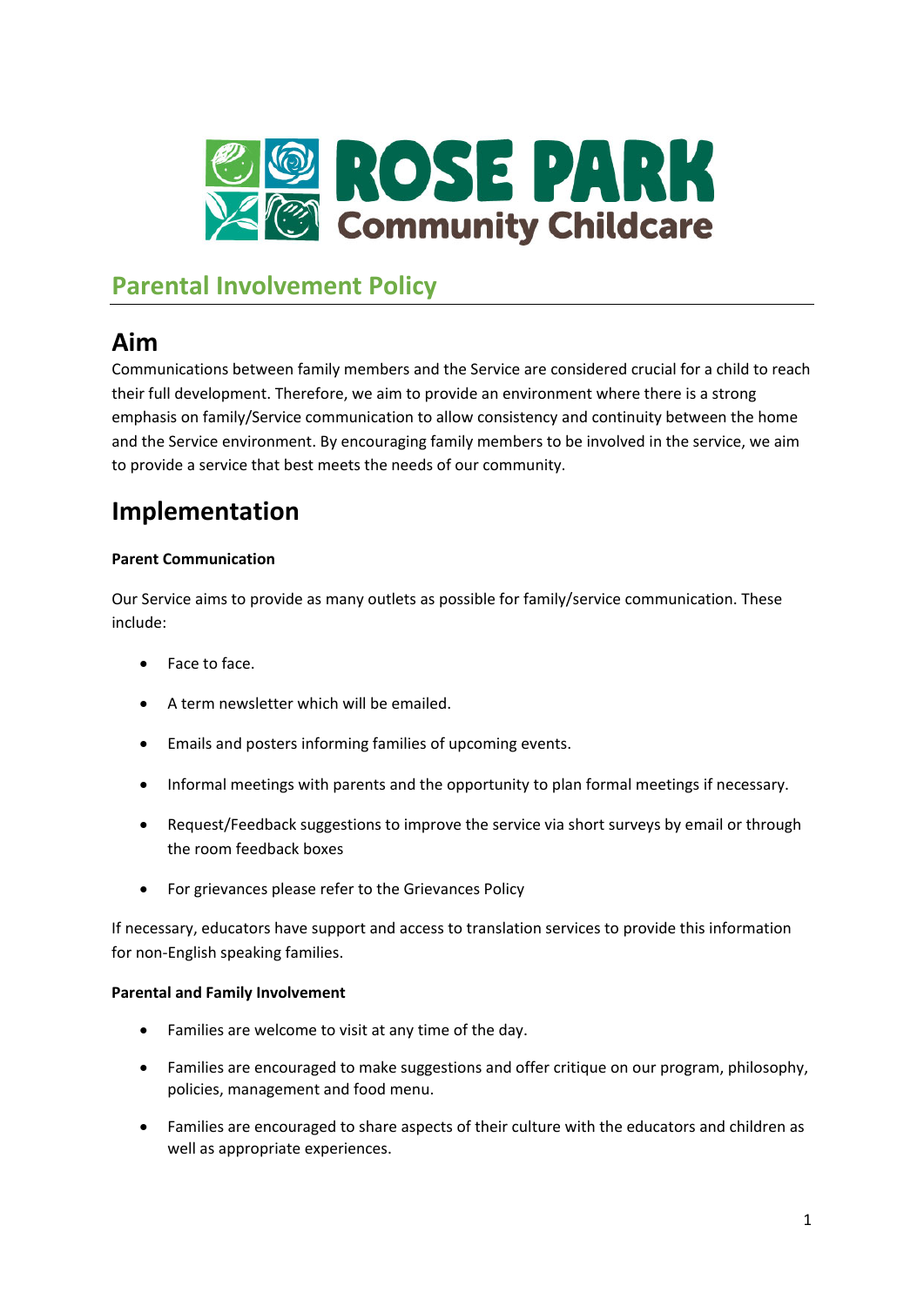# ROSE PARK Community Childcare

## Parental Involvement Policy

## Aim

Communications between family members and the Service are considered crucial for a child to reach their full development. Therefore, we aim to provide an environment where there is a strong emphasis on family/Service communication to allow consistency and continuity between the home and the Service environment. By encouraging family members to be involved in the service, we aim to provide a service that best meets the needs of our community.

## Implementation

**Parent Communication**

Our Service aims to provide as many outlets as possible for family/service communication. These include:

- Face to face.
- A term newsletter which will be emailed.
- Emails and posters informing families of upcoming events.
- Informal meetings with parents and the opportunity to plan formal meetings if necessary.
- Request/Feedback suggestions to improve the service via short surveys by email or through the room feedback boxes
- For grievances please refer to the Grievances Policy

If necessary, educators have support and access to translation services to provide this information for non-English speaking families.

**Parental and Family Involvement**

- Families are welcome to visit at any time of the day.
- Families are encouraged to make suggestions and offer critique on our program, philosophy, policies, management and food menu.
- Families are encouraged to share aspects of their culture with the educators and children as well as appropriate experiences.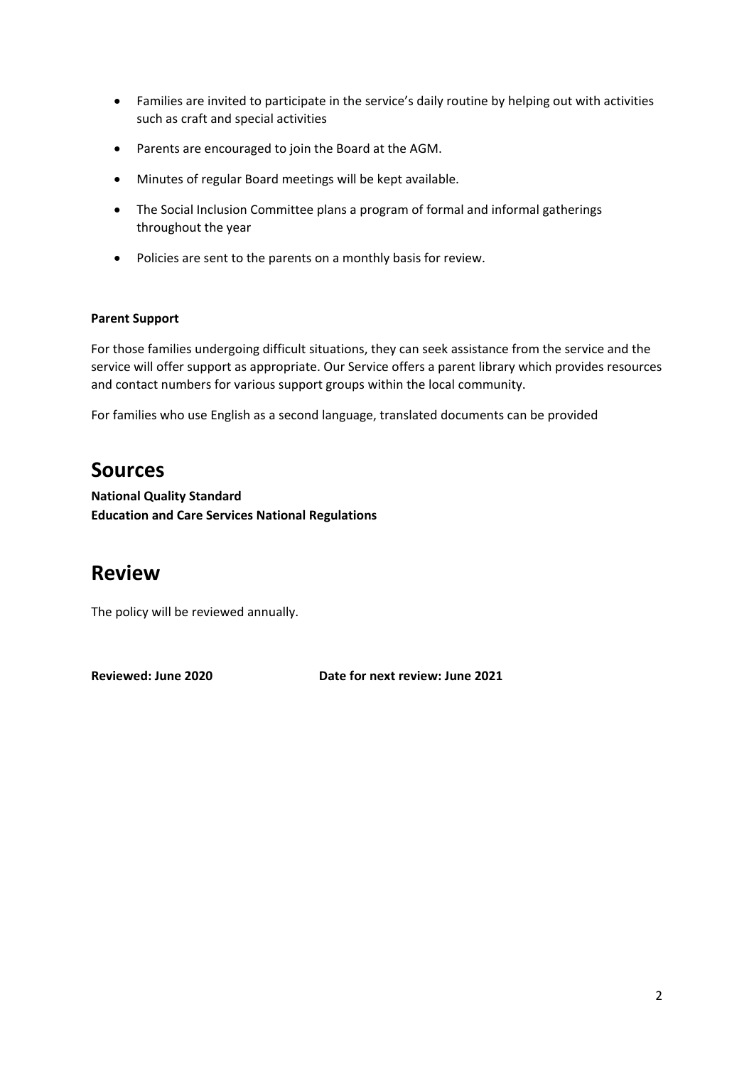- Families are invited to participate in the service's daily routine by helping out with activities such as craft and special activities
- Parents are encouraged to join the Board at the AGM.
- Minutes of regular Board meetings will be kept available.
- The Social Inclusion Committee plans a program of formal and informal gatherings throughout the year
- Policies are sent to the parents on a monthly basis for review.

**Parent Support**

For those families undergoing difficult situations, they can seek assistance from the service and the service will offer support as appropriate. Our Service offers a parent library which provides resources and contact numbers for various support groups within the local community.

For families who use English as a second language, translated documents can be provided

# Sources

**National Quality Standard**
**Education and Care Services National Regulations**

# Review

The policy will be reviewed annually.

**Reviewed: June 2020** **Date for next review: June 2021**